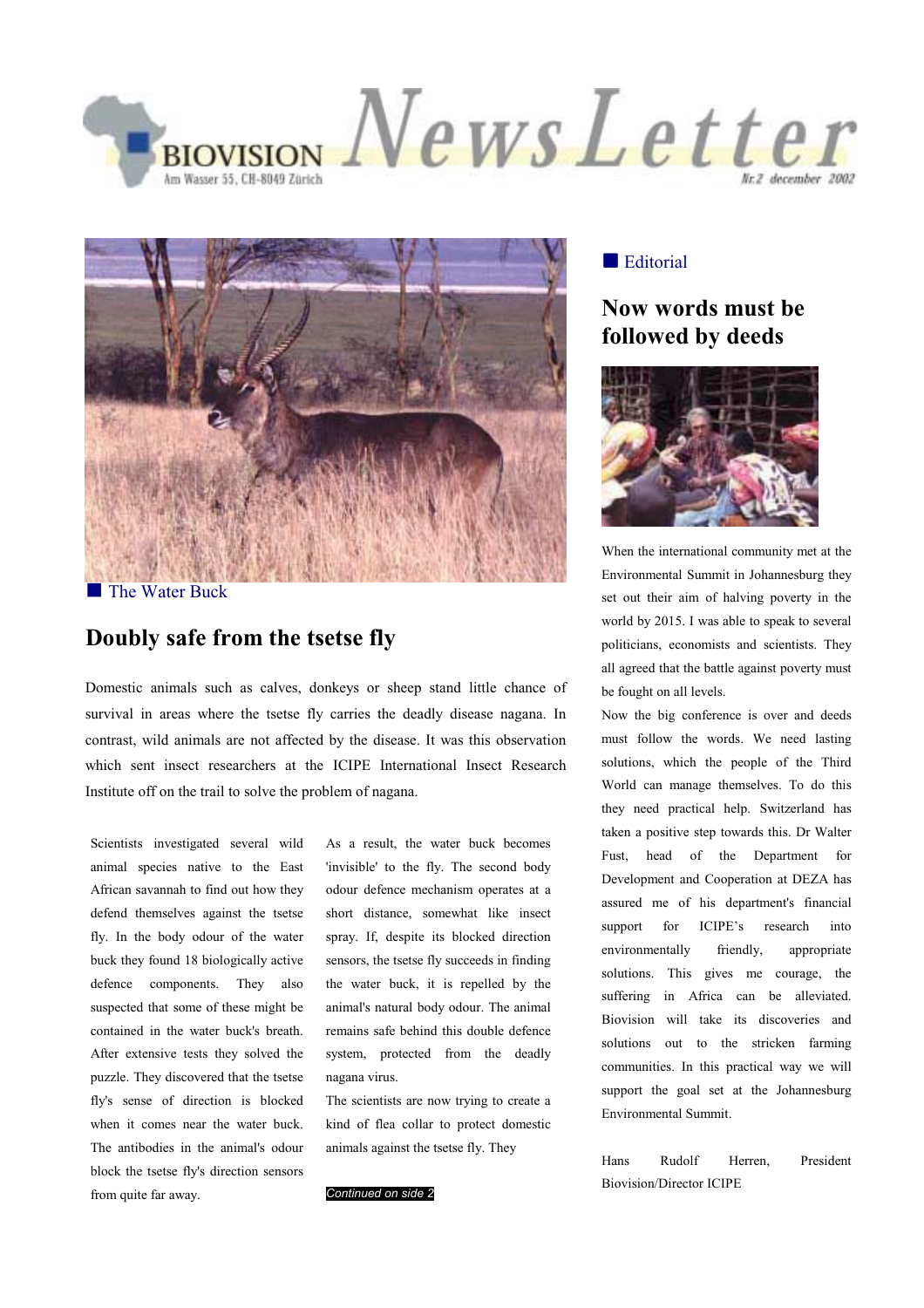# BIOVISION NewsLetter

Am Wasser 55, CH-8049 Zürich

Nr.2 december 2002

The Water Buck

## Doubly safe from the tsetse fly

Domestic animals such as calves, donkeys or sheep stand little chance of survival in areas where the tsetse fly carries the deadly disease nagana. In contrast, wild animals are not affected by the disease. It was this observation which sent insect researchers at the ICIPE International Insect Research Institute off on the trail to solve the problem of nagana.

Scientists investigated several wild animal species native to the East African savannah to find out how they defend themselves against the tsetse fly. In the body odour of the water buck they found 18 biologically active defence components. They also suspected that some of these might be contained in the water buck's breath. After extensive tests they solved the puzzle. They discovered that the tsetse fly's sense of direction is blocked when it comes near the water buck. The antibodies in the animal's odour block the tsetse fly's direction sensors from quite far away.

As a result, the water buck becomes 'invisible' to the fly. The second body odour defence mechanism operates at a short distance, somewhat like insect spray. If, despite its blocked direction sensors, the tsetse fly succeeds in finding the water buck, it is repelled by the animal's natural body odour. The animal remains safe behind this double defence system, protected from the deadly nagana virus.

The scientists are now trying to create a kind of flea collar to protect domestic animals against the tsetse fly. They

*Continued on side 2*

Editorial

## Now words must be followed by deeds

When the international community met at the Environmental Summit in Johannesburg they set out their aim of halving poverty in the world by 2015. I was able to speak to several politicians, economists and scientists. They all agreed that the battle against poverty must be fought on all levels.

Now the big conference is over and deeds must follow the words. We need lasting solutions, which the people of the Third World can manage themselves. To do this they need practical help. Switzerland has taken a positive step towards this. Dr Walter Fust, head of the Department for Development and Cooperation at DEZA has assured me of his department's financial support for ICIPE's research into environmentally friendly, appropriate solutions. This gives me courage, the suffering in Africa can be alleviated. Biovision will take its discoveries and solutions out to the stricken farming communities. In this practical way we will support the goal set at the Johannesburg Environmental Summit.

Hans Rudolf Herren, President Biovision/Director ICIPE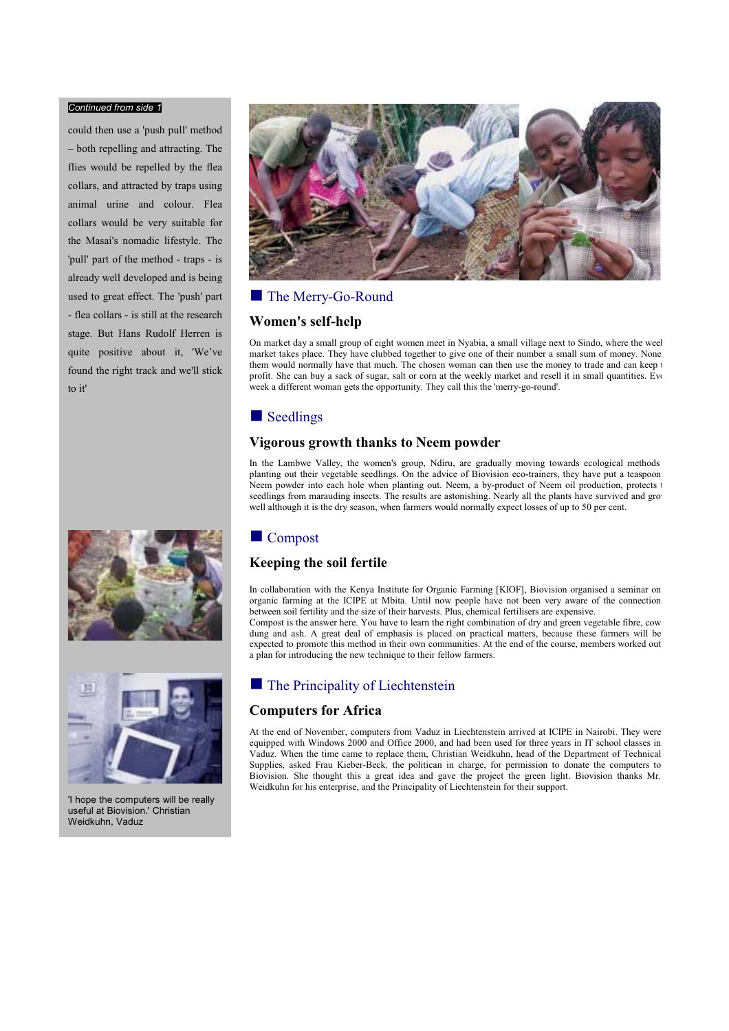*Continued from side 1*

could then use a 'push pull' method – both repelling and attracting. The flies would be repelled by the flea collars, and attracted by traps using animal urine and colour. Flea collars would be very suitable for the Masai's nomadic lifestyle. The 'pull' part of the method - traps - is already well developed and is being used to great effect. The 'push' part - flea collars - is still at the research stage. But Hans Rudolf Herren is quite positive about it, 'We've found the right track and we'll stick to it'

'I hope the computers will be really useful at Biovision.' Christian Weidkuhn, Vaduz

## The Merry-Go-Round

### Women's self-help

On market day a small group of eight women meet in Nyabia, a small village next to Sindo, where the weel market takes place. They have clubbed together to give one of their number a small sum of money. None them would normally have that much. The chosen woman can then use the money to trade and can keep t profit. She can buy a sack of sugar, salt or corn at the weekly market and resell it in small quantities. Eve week a different woman gets the opportunity. They call this the 'merry-go-round'.

## Seedlings

### Vigorous growth thanks to Neem powder

In the Lambwe Valley, the women's group, Ndiru, are gradually moving towards ecological methods planting out their vegetable seedlings. On the advice of Biovision eco-trainers, they have put a teaspoon Neem powder into each hole when planting out. Neem, a by-product of Neem oil production, protects t seedlings from marauding insects. The results are astonishing. Nearly all the plants have survived and gro well although it is the dry season, when farmers would normally expect losses of up to 50 per cent.

## Compost

### Keeping the soil fertile

In collaboration with the Kenya Institute for Organic Farming [KIOF], Biovision organised a seminar on organic farming at the ICIPE at Mbita. Until now people have not been very aware of the connection between soil fertility and the size of their harvests. Plus, chemical fertilisers are expensive.
Compost is the answer here. You have to learn the right combination of dry and green vegetable fibre, cow dung and ash. A great deal of emphasis is placed on practical matters, because these farmers will be expected to promote this method in their own communities. At the end of the course, members worked out a plan for introducing the new technique to their fellow farmers.

## The Principality of Liechtenstein

### Computers for Africa

At the end of November, computers from Vaduz in Liechtenstein arrived at ICIPE in Nairobi. They were equipped with Windows 2000 and Office 2000, and had been used for three years in IT school classes in Vaduz. When the time came to replace them, Christian Weidkuhn, head of the Department of Technical Supplies, asked Frau Kieber-Beck, the politician in charge, for permission to donate the computers to Biovision. She thought this a great idea and gave the project the green light. Biovision thanks Mr. Weidkuhn for his enterprise, and the Principality of Liechtenstein for their support.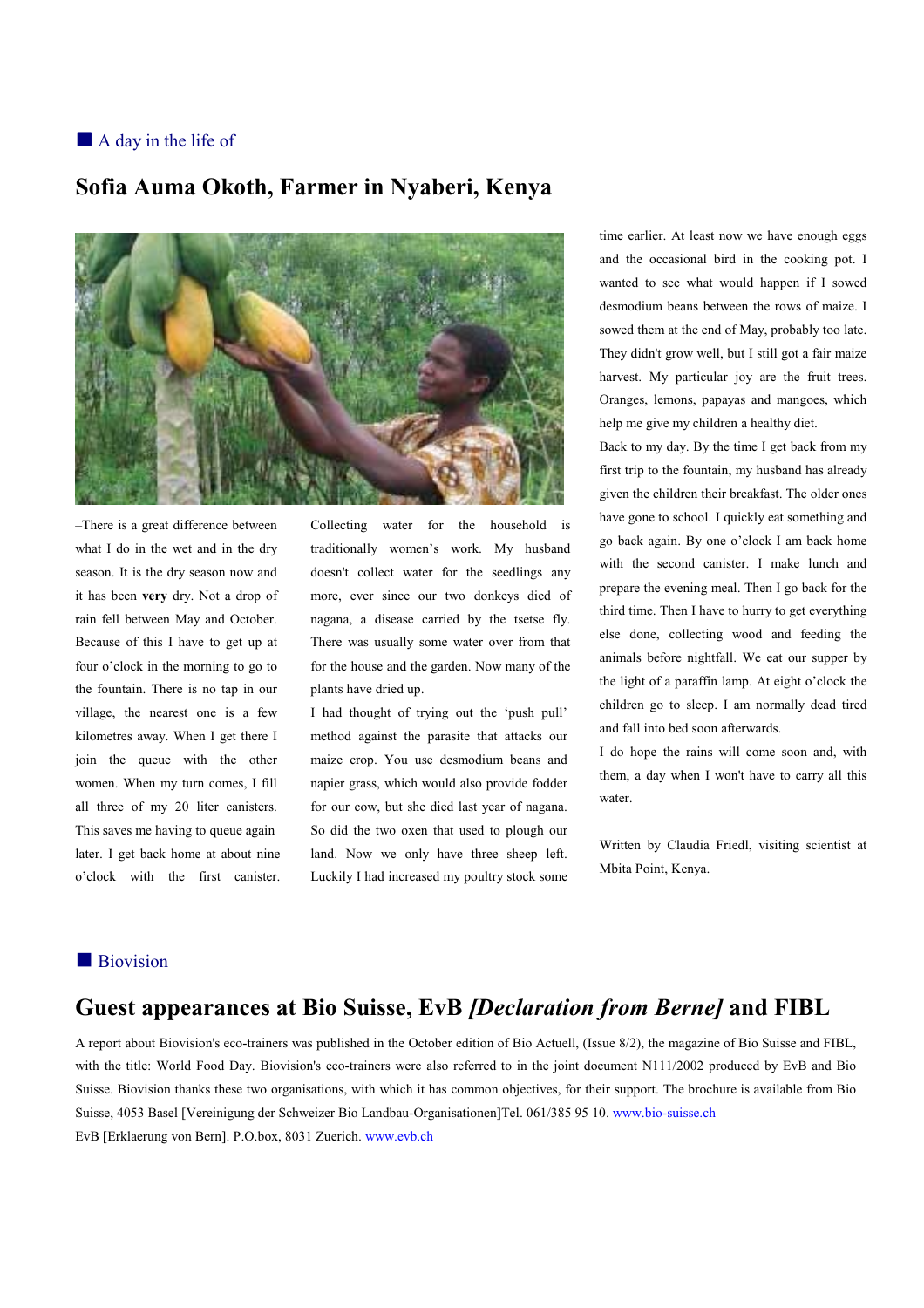■ A day in the life of

## Sofia Auma Okoth, Farmer in Nyaberi, Kenya

–There is a great difference between what I do in the wet and in the dry season. It is the dry season now and it has been **very** dry. Not a drop of rain fell between May and October. Because of this I have to get up at four o'clock in the morning to go to the fountain. There is no tap in our village, the nearest one is a few kilometres away. When I get there I join the queue with the other women. When my turn comes, I fill all three of my 20 liter canisters. This saves me having to queue again later. I get back home at about nine o'clock with the first canister.

Collecting water for the household is traditionally women's work. My husband doesn't collect water for the seedlings any more, ever since our two donkeys died of nagana, a disease carried by the tsetse fly. There was usually some water over from that for the house and the garden. Now many of the plants have dried up.

I had thought of trying out the 'push pull' method against the parasite that attacks our maize crop. You use desmodium beans and napier grass, which would also provide fodder for our cow, but she died last year of nagana. So did the two oxen that used to plough our land. Now we only have three sheep left. Luckily I had increased my poultry stock some time earlier. At least now we have enough eggs and the occasional bird in the cooking pot. I wanted to see what would happen if I sowed desmodium beans between the rows of maize. I sowed them at the end of May, probably too late. They didn't grow well, but I still got a fair maize harvest. My particular joy are the fruit trees. Oranges, lemons, papayas and mangoes, which help me give my children a healthy diet.

Back to my day. By the time I get back from my first trip to the fountain, my husband has already given the children their breakfast. The older ones have gone to school. I quickly eat something and go back again. By one o'clock I am back home with the second canister. I make lunch and prepare the evening meal. Then I go back for the third time. Then I have to hurry to get everything else done, collecting wood and feeding the animals before nightfall. We eat our supper by the light of a paraffin lamp. At eight o'clock the children go to sleep. I am normally dead tired and fall into bed soon afterwards.

I do hope the rains will come soon and, with them, a day when I won't have to carry all this water.

Written by Claudia Friedl, visiting scientist at Mbita Point, Kenya.

■ Biovision

## Guest appearances at Bio Suisse, EvB *[Declaration from Berne]* and FIBL

A report about Biovision's eco-trainers was published in the October edition of Bio Actuell, (Issue 8/2), the magazine of Bio Suisse and FIBL, with the title: World Food Day. Biovision's eco-trainers were also referred to in the joint document N111/2002 produced by EvB and Bio Suisse. Biovision thanks these two organisations, with which it has common objectives, for their support. The brochure is available from Bio Suisse, 4053 Basel [Vereinigung der Schweizer Bio Landbau-Organisationen]Tel. 061/385 95 10. www.bio-suisse.ch
EvB [Erklaerung von Bern]. P.O.box, 8031 Zuerich. www.evb.ch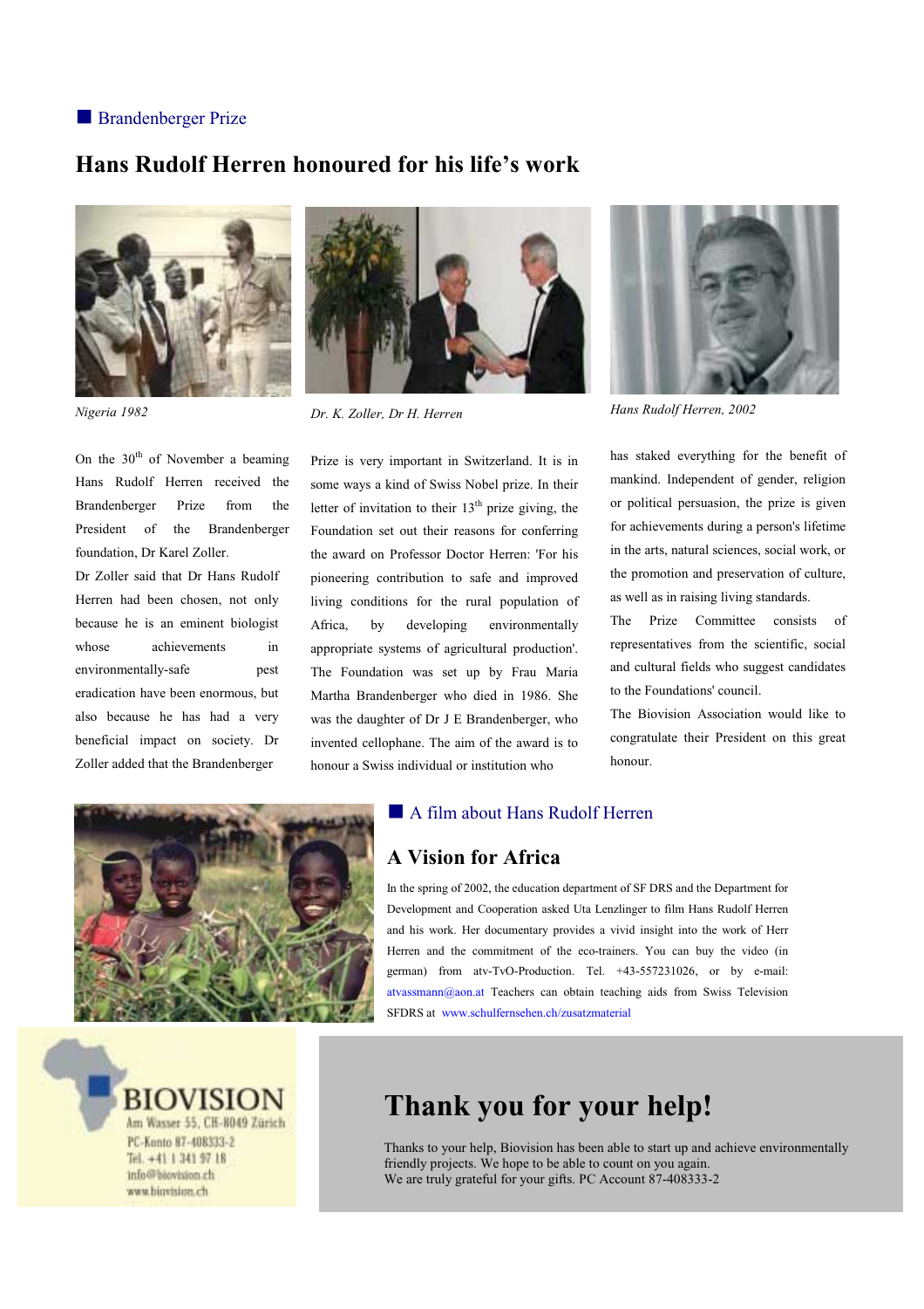■ Brandenberger Prize

# Hans Rudolf Herren honoured for his life's work

*Nigeria 1982*

*Dr. K. Zoller, Dr H. Herren*

*Hans Rudolf Herren, 2002*

On the 30th of November a beaming Hans Rudolf Herren received the Brandenberger Prize from the President of the Brandenberger foundation, Dr Karel Zoller.

Dr Zoller said that Dr Hans Rudolf Herren had been chosen, not only because he is an eminent biologist whose achievements in environmentally-safe pest eradication have been enormous, but also because he has had a very beneficial impact on society. Dr Zoller added that the Brandenberger Prize is very important in Switzerland. It is in some ways a kind of Swiss Nobel prize. In their letter of invitation to their 13th prize giving, the Foundation set out their reasons for conferring the award on Professor Doctor Herren: 'For his pioneering contribution to safe and improved living conditions for the rural population of Africa, by developing environmentally appropriate systems of agricultural production'. The Foundation was set up by Frau Maria Martha Brandenberger who died in 1986. She was the daughter of Dr J E Brandenberger, who invented cellophane. The aim of the award is to honour a Swiss individual or institution who has staked everything for the benefit of mankind. Independent of gender, religion or political persuasion, the prize is given for achievements during a person's lifetime in the arts, natural sciences, social work, or the promotion and preservation of culture, as well as in raising living standards.

The Prize Committee consists of representatives from the scientific, social and cultural fields who suggest candidates to the Foundations' council.

The Biovision Association would like to congratulate their President on this great honour.

■ A film about Hans Rudolf Herren

## A Vision for Africa

In the spring of 2002, the education department of SF DRS and the Department for Development and Cooperation asked Uta Lenzlinger to film Hans Rudolf Herren and his work. Her documentary provides a vivid insight into the work of Herr Herren and the commitment of the eco-trainers. You can buy the video (in german) from atv-TvO-Production. Tel. +43-557231026, or by e-mail: atvassmann@aon.at Teachers can obtain teaching aids from Swiss Television SFDRS at www.schulfernsehen.ch/zusatzmaterial

BIOVISION
Am Wasser 55, CH-8049 Zürich
PC-Konto 87-408333-2
Tel. +41 1 341 97 18
info@biovision.ch
www.biovision.ch

# Thank you for your help!

Thanks to your help, Biovision has been able to start up and achieve environmentally friendly projects. We hope to be able to count on you again.
We are truly grateful for your gifts. PC Account 87-408333-2